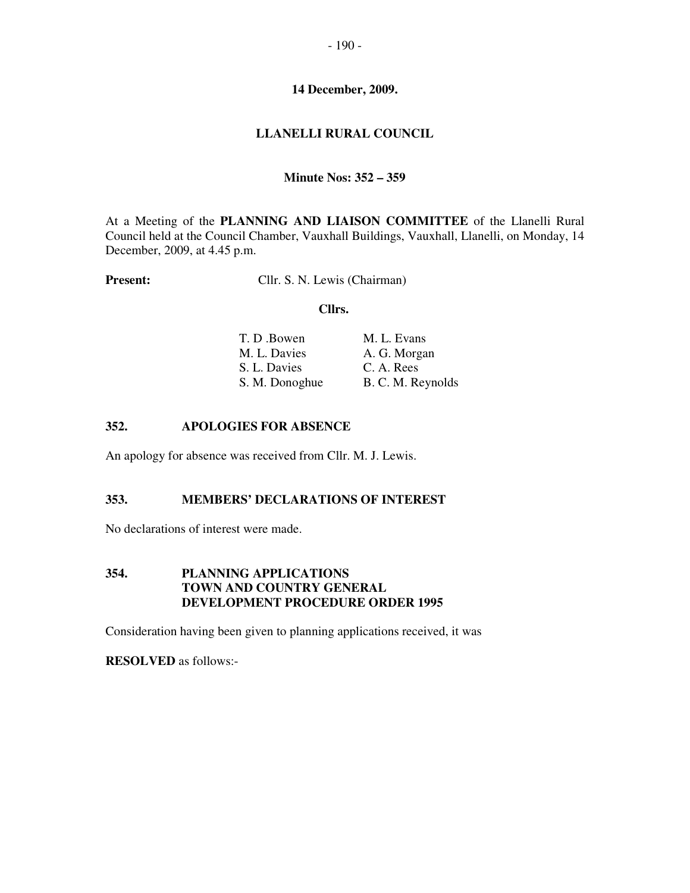**14 December, 2009.**

# LLANELLI RURAL COUNCIL

**Minute Nos: 352 – 359**

At a Meeting of the **PLANNING AND LIAISON COMMITTEE** of the Llanelli Rural Council held at the Council Chamber, Vauxhall Buildings, Vauxhall, Llanelli, on Monday, 14 December, 2009, at 4.45 p.m.

**Present:** Cllr. S. N. Lewis (Chairman)

**Cllrs.**

| | |
|---|---|
| T. D .Bowen | M. L. Evans |
| M. L. Davies | A. G. Morgan |
| S. L. Davies | C. A. Rees |
| S. M. Donoghue | B. C. M. Reynolds |

## 352. APOLOGIES FOR ABSENCE

An apology for absence was received from Cllr. M. J. Lewis.

## 353. MEMBERS' DECLARATIONS OF INTEREST

No declarations of interest were made.

## 354. PLANNING APPLICATIONS TOWN AND COUNTRY GENERAL DEVELOPMENT PROCEDURE ORDER 1995

Consideration having been given to planning applications received, it was

**RESOLVED** as follows:-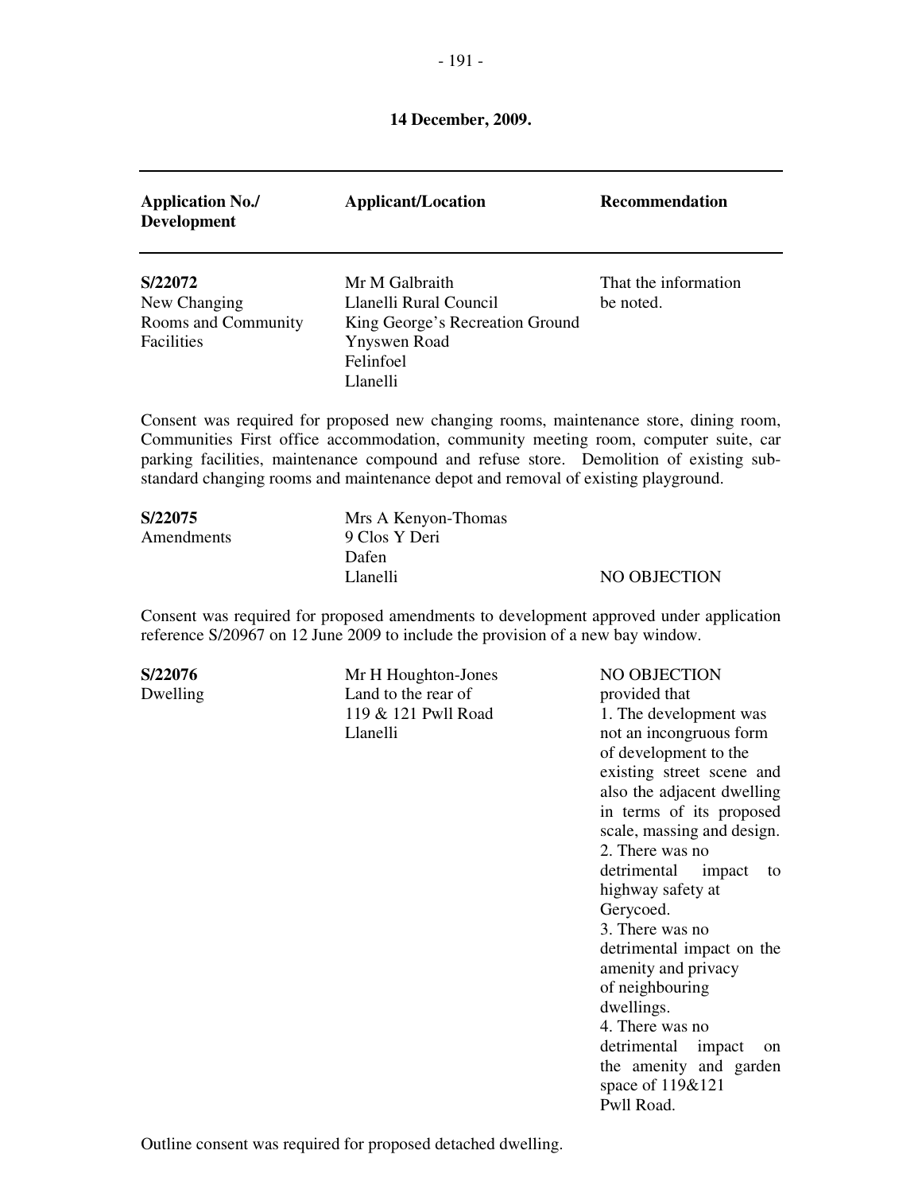**14 December, 2009.**

| Application No./ Development | Applicant/Location | Recommendation |
|---|---|---|
| **S/22072**<br>New Changing Rooms and Community Facilities | Mr M Galbraith<br>Llanelli Rural Council<br>King George's Recreation Ground<br>Ynyswen Road<br>Felinfoel<br>Llanelli | That the information be noted. |

Consent was required for proposed new changing rooms, maintenance store, dining room, Communities First office accommodation, community meeting room, computer suite, car parking facilities, maintenance compound and refuse store. Demolition of existing sub-standard changing rooms and maintenance depot and removal of existing playground.

| | | |
|---|---|---|
| **S/22075**<br>Amendments | Mrs A Kenyon-Thomas<br>9 Clos Y Deri<br>Dafen<br>Llanelli | NO OBJECTION |

Consent was required for proposed amendments to development approved under application reference S/20967 on 12 June 2009 to include the provision of a new bay window.

| | | |
|---|---|---|
| **S/22076**<br>Dwelling | Mr H Houghton-Jones<br>Land to the rear of<br>119 & 121 Pwll Road<br>Llanelli | NO OBJECTION provided that<br>1. The development was not an incongruous form of development to the existing street scene and also the adjacent dwelling in terms of its proposed scale, massing and design.<br>2. There was no detrimental impact to highway safety at Gerycoed.<br>3. There was no detrimental impact on the amenity and privacy of neighbouring dwellings.<br>4. There was no detrimental impact on the amenity and garden space of 119&121 Pwll Road. |

Outline consent was required for proposed detached dwelling.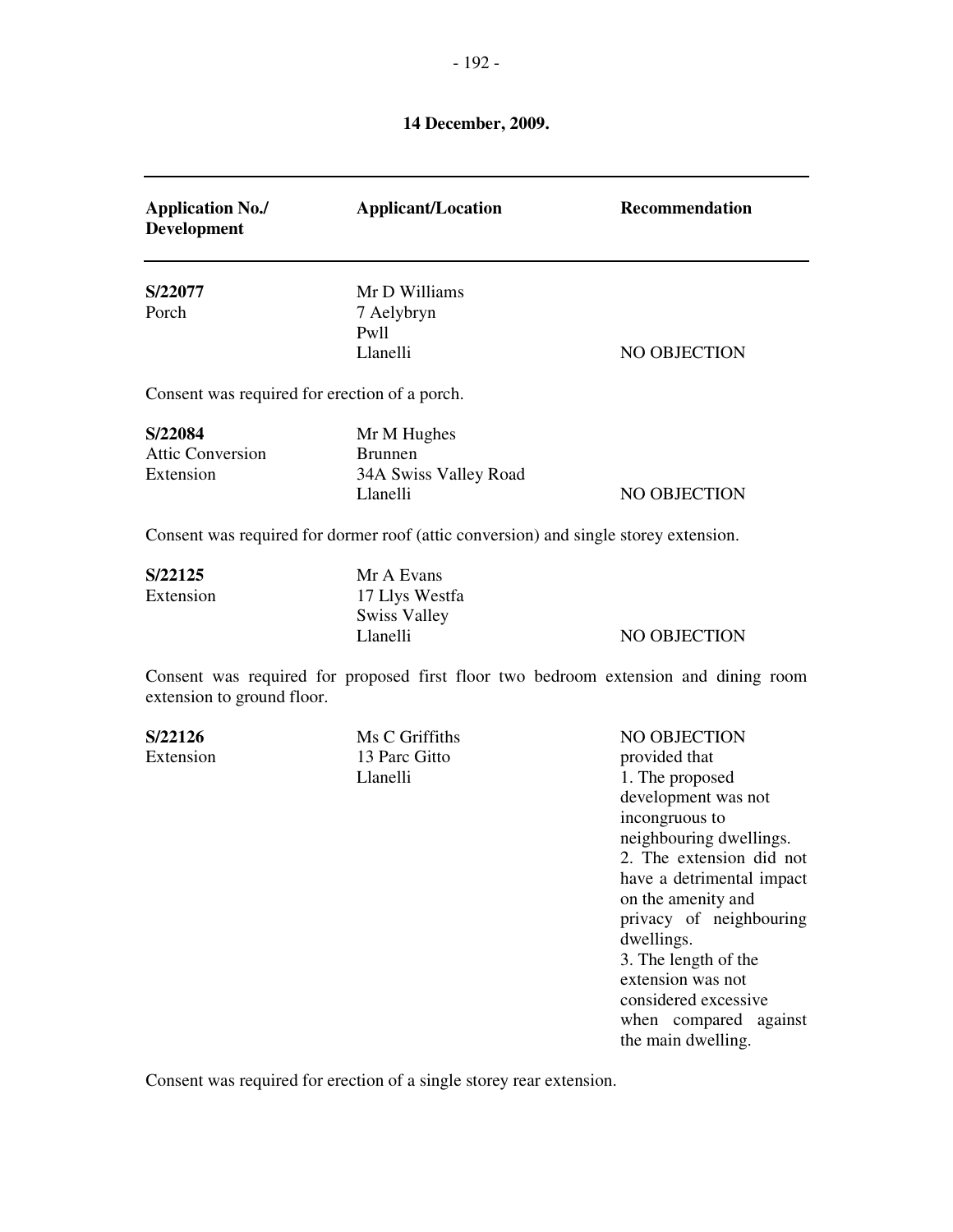**14 December, 2009.**

| Application No./ Development | Applicant/Location | Recommendation |
|---|---|---|
| **S/22077** Porch | Mr D Williams 7 Aelybryn Pwll Llanelli | NO OBJECTION |

Consent was required for erection of a porch.

| | | |
|---|---|---|
| **S/22084** Attic Conversion Extension | Mr M Hughes Brunnen 34A Swiss Valley Road Llanelli | NO OBJECTION |

Consent was required for dormer roof (attic conversion) and single storey extension.

| | | |
|---|---|---|
| **S/22125** Extension | Mr A Evans 17 Llys Westfa Swiss Valley Llanelli | NO OBJECTION |

Consent was required for proposed first floor two bedroom extension and dining room extension to ground floor.

| | | |
|---|---|---|
| **S/22126** Extension | Ms C Griffiths 13 Parc Gitto Llanelli | NO OBJECTION provided that 1. The proposed development was not incongruous to neighbouring dwellings. 2. The extension did not have a detrimental impact on the amenity and privacy of neighbouring dwellings. 3. The length of the extension was not considered excessive when compared against the main dwelling. |

Consent was required for erection of a single storey rear extension.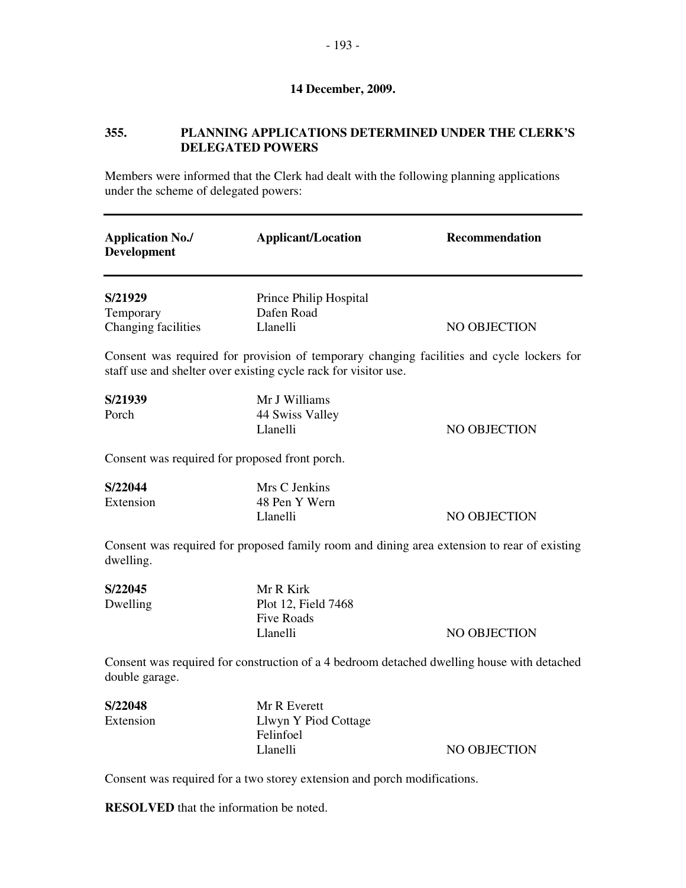**14 December, 2009.**

## 355. PLANNING APPLICATIONS DETERMINED UNDER THE CLERK'S DELEGATED POWERS

Members were informed that the Clerk had dealt with the following planning applications under the scheme of delegated powers:

| Application No./ Development | Applicant/Location | Recommendation |
|---|---|---|
| **S/21929** Temporary Changing facilities | Prince Philip Hospital Dafen Road Llanelli | NO OBJECTION |

Consent was required for provision of temporary changing facilities and cycle lockers for staff use and shelter over existing cycle rack for visitor use.

| | | |
|---|---|---|
| **S/21939** Porch | Mr J Williams 44 Swiss Valley Llanelli | NO OBJECTION |

Consent was required for proposed front porch.

| | | |
|---|---|---|
| **S/22044** Extension | Mrs C Jenkins 48 Pen Y Wern Llanelli | NO OBJECTION |

Consent was required for proposed family room and dining area extension to rear of existing dwelling.

| | | |
|---|---|---|
| **S/22045** Dwelling | Mr R Kirk Plot 12, Field 7468 Five Roads Llanelli | NO OBJECTION |

Consent was required for construction of a 4 bedroom detached dwelling house with detached double garage.

| | | |
|---|---|---|
| **S/22048** Extension | Mr R Everett Llwyn Y Piod Cottage Felinfoel Llanelli | NO OBJECTION |

Consent was required for a two storey extension and porch modifications.

**RESOLVED** that the information be noted.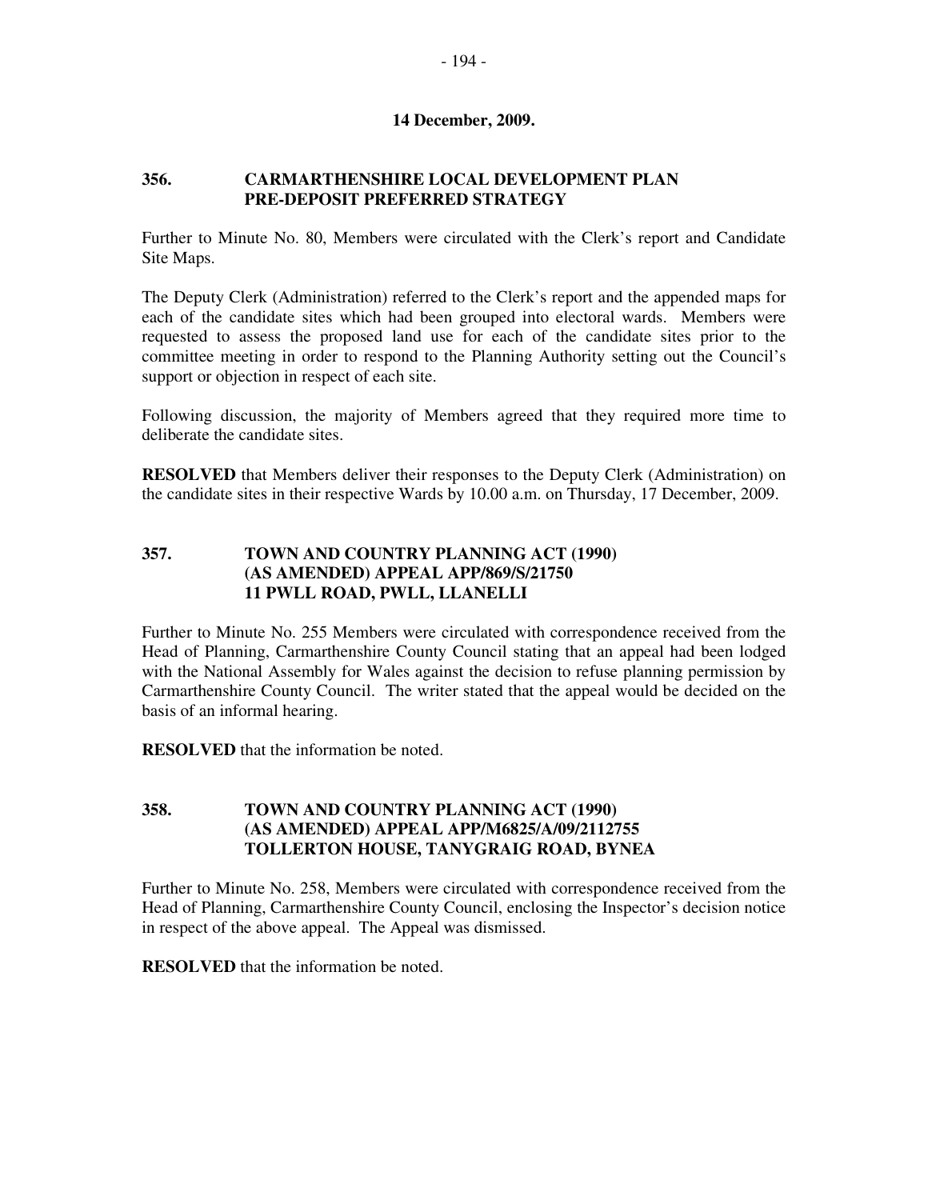**14 December, 2009.**

## 356. CARMARTHENSHIRE LOCAL DEVELOPMENT PLAN PRE-DEPOSIT PREFERRED STRATEGY

Further to Minute No. 80, Members were circulated with the Clerk's report and Candidate Site Maps.

The Deputy Clerk (Administration) referred to the Clerk's report and the appended maps for each of the candidate sites which had been grouped into electoral wards. Members were requested to assess the proposed land use for each of the candidate sites prior to the committee meeting in order to respond to the Planning Authority setting out the Council's support or objection in respect of each site.

Following discussion, the majority of Members agreed that they required more time to deliberate the candidate sites.

**RESOLVED** that Members deliver their responses to the Deputy Clerk (Administration) on the candidate sites in their respective Wards by 10.00 a.m. on Thursday, 17 December, 2009.

## 357. TOWN AND COUNTRY PLANNING ACT (1990) (AS AMENDED) APPEAL APP/869/S/21750 11 PWLL ROAD, PWLL, LLANELLI

Further to Minute No. 255 Members were circulated with correspondence received from the Head of Planning, Carmarthenshire County Council stating that an appeal had been lodged with the National Assembly for Wales against the decision to refuse planning permission by Carmarthenshire County Council. The writer stated that the appeal would be decided on the basis of an informal hearing.

**RESOLVED** that the information be noted.

## 358. TOWN AND COUNTRY PLANNING ACT (1990) (AS AMENDED) APPEAL APP/M6825/A/09/2112755 TOLLERTON HOUSE, TANYGRAIG ROAD, BYNEA

Further to Minute No. 258, Members were circulated with correspondence received from the Head of Planning, Carmarthenshire County Council, enclosing the Inspector's decision notice in respect of the above appeal. The Appeal was dismissed.

**RESOLVED** that the information be noted.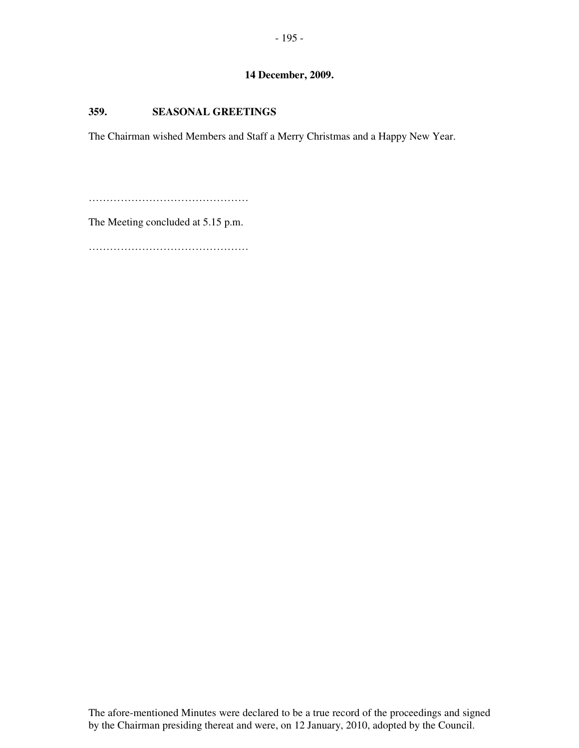**14 December, 2009.**

## 359. SEASONAL GREETINGS

The Chairman wished Members and Staff a Merry Christmas and a Happy New Year.

………………………………………

The Meeting concluded at 5.15 p.m.

………………………………………

The afore-mentioned Minutes were declared to be a true record of the proceedings and signed by the Chairman presiding thereat and were, on 12 January, 2010, adopted by the Council.